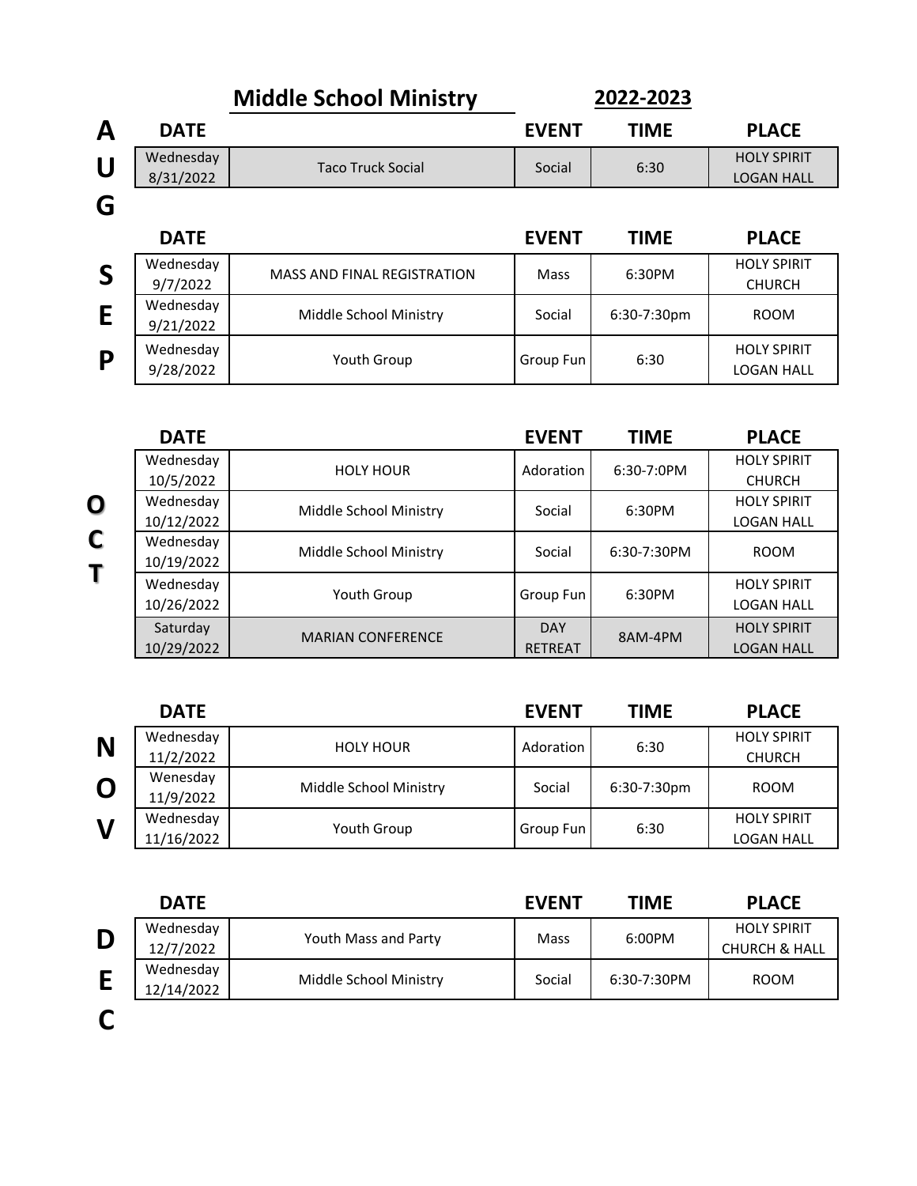# Middle School Ministry 2022-2023

**AUG**

| DATE | | EVENT | TIME | PLACE |
|---|---|---|---|---|
| Wednesday 8/31/2022 | Taco Truck Social | Social | 6:30 | HOLY SPIRIT LOGAN HALL |

**SEP**

| DATE | | EVENT | TIME | PLACE |
|---|---|---|---|---|
| Wednesday 9/7/2022 | MASS AND FINAL REGISTRATION | Mass | 6:30PM | HOLY SPIRIT CHURCH |
| Wednesday 9/21/2022 | Middle School Ministry | Social | 6:30-7:30pm | ROOM |
| Wednesday 9/28/2022 | Youth Group | Group Fun | 6:30 | HOLY SPIRIT LOGAN HALL |

**OCT**

| DATE | | EVENT | TIME | PLACE |
|---|---|---|---|---|
| Wednesday 10/5/2022 | HOLY HOUR | Adoration | 6:30-7:0PM | HOLY SPIRIT CHURCH |
| Wednesday 10/12/2022 | Middle School Ministry | Social | 6:30PM | HOLY SPIRIT LOGAN HALL |
| Wednesday 10/19/2022 | Middle School Ministry | Social | 6:30-7:30PM | ROOM |
| Wednesday 10/26/2022 | Youth Group | Group Fun | 6:30PM | HOLY SPIRIT LOGAN HALL |
| Saturday 10/29/2022 | MARIAN CONFERENCE | DAY RETREAT | 8AM-4PM | HOLY SPIRIT LOGAN HALL |

**NOV**

| DATE | | EVENT | TIME | PLACE |
|---|---|---|---|---|
| Wednesday 11/2/2022 | HOLY HOUR | Adoration | 6:30 | HOLY SPIRIT CHURCH |
| Wenesday 11/9/2022 | Middle School Ministry | Social | 6:30-7:30pm | ROOM |
| Wednesday 11/16/2022 | Youth Group | Group Fun | 6:30 | HOLY SPIRIT LOGAN HALL |

**DEC**

| DATE | | EVENT | TIME | PLACE |
|---|---|---|---|---|
| Wednesday 12/7/2022 | Youth Mass and Party | Mass | 6:00PM | HOLY SPIRIT CHURCH & HALL |
| Wednesday 12/14/2022 | Middle School Ministry | Social | 6:30-7:30PM | ROOM |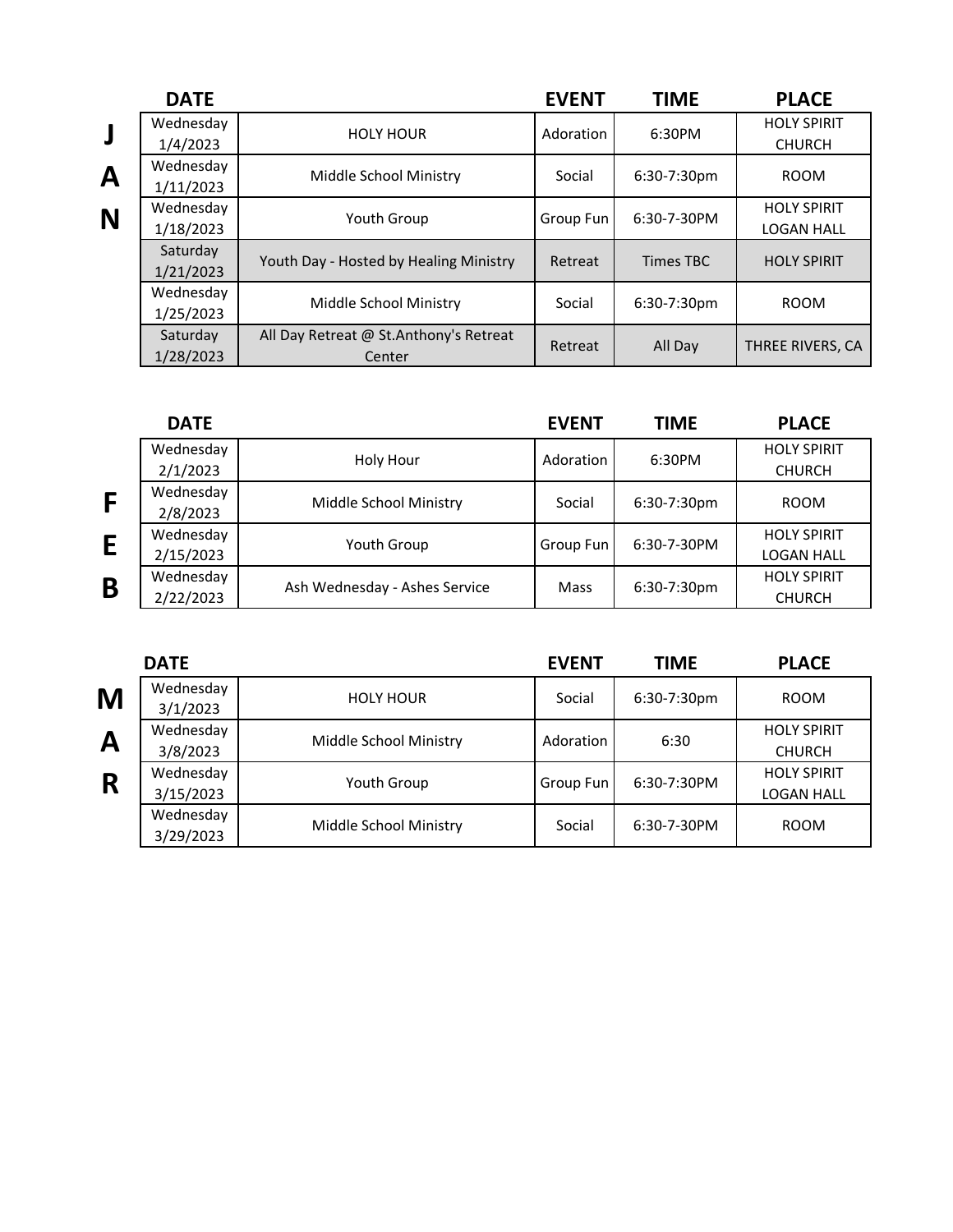**JAN**

| DATE | | EVENT | TIME | PLACE |
|---|---|---|---|---|
| Wednesday 1/4/2023 | HOLY HOUR | Adoration | 6:30PM | HOLY SPIRIT CHURCH |
| Wednesday 1/11/2023 | Middle School Ministry | Social | 6:30-7:30pm | ROOM |
| Wednesday 1/18/2023 | Youth Group | Group Fun | 6:30-7-30PM | HOLY SPIRIT LOGAN HALL |
| Saturday 1/21/2023 | Youth Day - Hosted by Healing Ministry | Retreat | Times TBC | HOLY SPIRIT |
| Wednesday 1/25/2023 | Middle School Ministry | Social | 6:30-7:30pm | ROOM |
| Saturday 1/28/2023 | All Day Retreat @ St.Anthony's Retreat Center | Retreat | All Day | THREE RIVERS, CA |

**FEB**

| DATE | | EVENT | TIME | PLACE |
|---|---|---|---|---|
| Wednesday 2/1/2023 | Holy Hour | Adoration | 6:30PM | HOLY SPIRIT CHURCH |
| Wednesday 2/8/2023 | Middle School Ministry | Social | 6:30-7:30pm | ROOM |
| Wednesday 2/15/2023 | Youth Group | Group Fun | 6:30-7-30PM | HOLY SPIRIT LOGAN HALL |
| Wednesday 2/22/2023 | Ash Wednesday - Ashes Service | Mass | 6:30-7:30pm | HOLY SPIRIT CHURCH |

**MAR**

| DATE | | EVENT | TIME | PLACE |
|---|---|---|---|---|
| Wednesday 3/1/2023 | HOLY HOUR | Social | 6:30-7:30pm | ROOM |
| Wednesday 3/8/2023 | Middle School Ministry | Adoration | 6:30 | HOLY SPIRIT CHURCH |
| Wednesday 3/15/2023 | Youth Group | Group Fun | 6:30-7:30PM | HOLY SPIRIT LOGAN HALL |
| Wednesday 3/29/2023 | Middle School Ministry | Social | 6:30-7-30PM | ROOM |